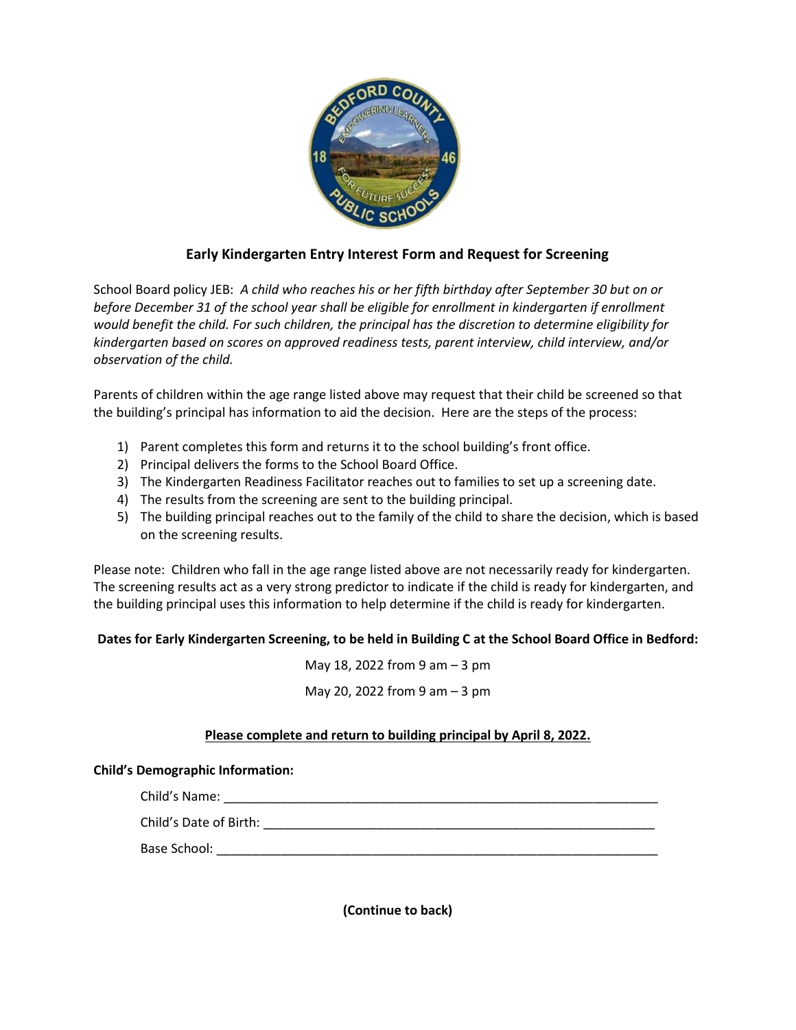## Early Kindergarten Entry Interest Form and Request for Screening

School Board policy JEB: *A child who reaches his or her fifth birthday after September 30 but on or before December 31 of the school year shall be eligible for enrollment in kindergarten if enrollment would benefit the child. For such children, the principal has the discretion to determine eligibility for kindergarten based on scores on approved readiness tests, parent interview, child interview, and/or observation of the child.*

Parents of children within the age range listed above may request that their child be screened so that the building's principal has information to aid the decision. Here are the steps of the process:

1) Parent completes this form and returns it to the school building's front office.
2) Principal delivers the forms to the School Board Office.
3) The Kindergarten Readiness Facilitator reaches out to families to set up a screening date.
4) The results from the screening are sent to the building principal.
5) The building principal reaches out to the family of the child to share the decision, which is based on the screening results.

Please note: Children who fall in the age range listed above are not necessarily ready for kindergarten. The screening results act as a very strong predictor to indicate if the child is ready for kindergarten, and the building principal uses this information to help determine if the child is ready for kindergarten.

**Dates for Early Kindergarten Screening, to be held in Building C at the School Board Office in Bedford:**

May 18, 2022 from 9 am – 3 pm

May 20, 2022 from 9 am – 3 pm

**Please complete and return to building principal by April 8, 2022.**

**Child's Demographic Information:**

Child's Name: ______________________________________________________________

Child's Date of Birth: _________________________________________________________

Base School: _______________________________________________________________

**(Continue to back)**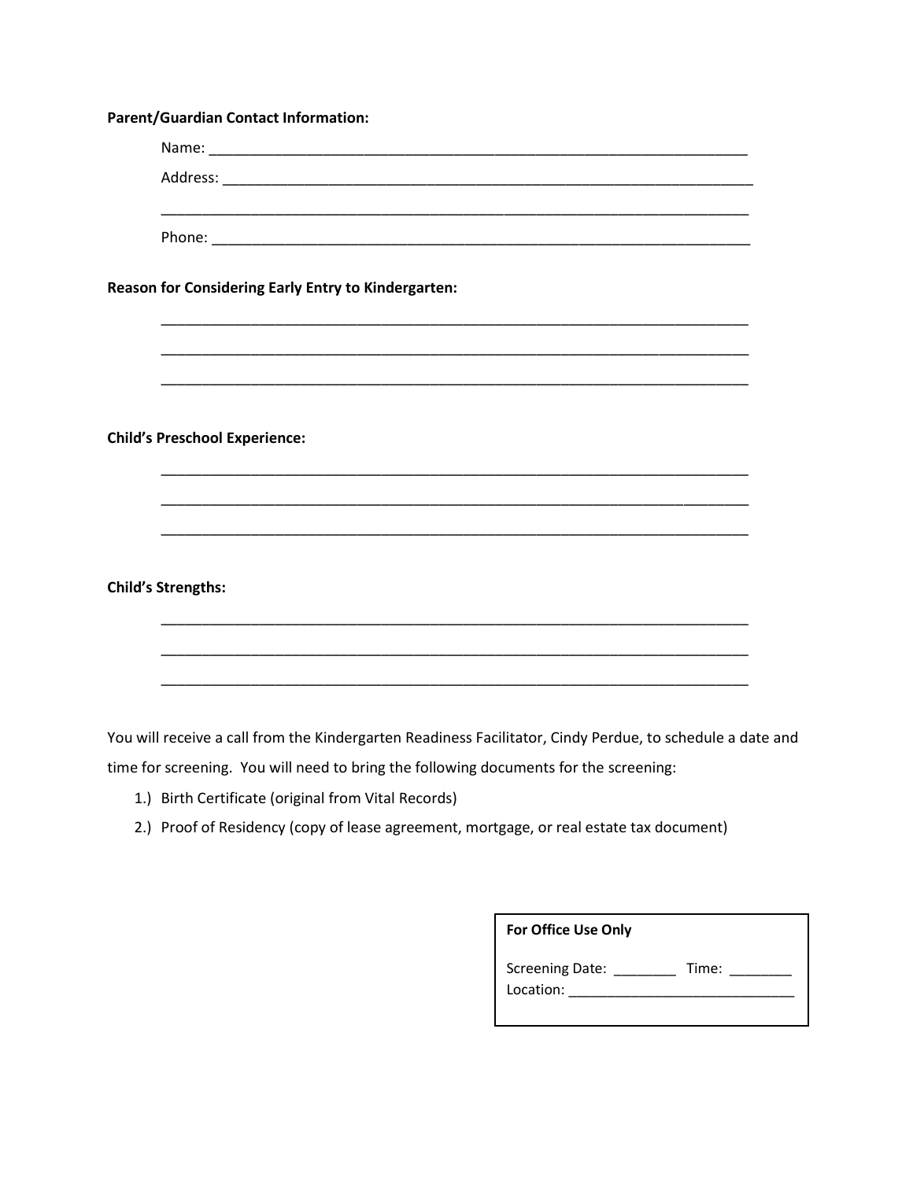**Parent/Guardian Contact Information:**

Name: ______________________________________________________________________

Address: ____________________________________________________________________

___________________________________________________________________________

Phone: _____________________________________________________________________

**Reason for Considering Early Entry to Kindergarten:**

___________________________________________________________________________

___________________________________________________________________________

___________________________________________________________________________

**Child's Preschool Experience:**

___________________________________________________________________________

___________________________________________________________________________

___________________________________________________________________________

**Child's Strengths:**

___________________________________________________________________________

___________________________________________________________________________

___________________________________________________________________________

You will receive a call from the Kindergarten Readiness Facilitator, Cindy Perdue, to schedule a date and time for screening. You will need to bring the following documents for the screening:

1.) Birth Certificate (original from Vital Records)
2.) Proof of Residency (copy of lease agreement, mortgage, or real estate tax document)

**For Office Use Only**

Screening Date: ________ Time: ________
Location: _____________________________